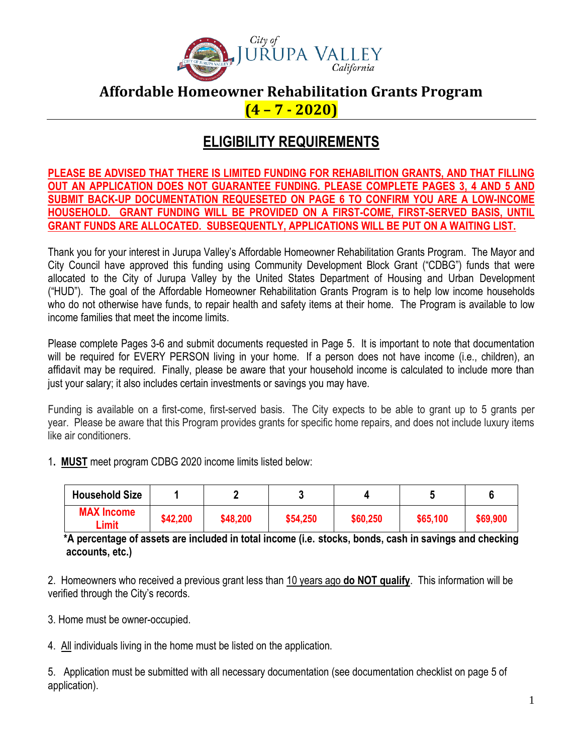City of
JURUPA VALLEY
California

# Affordable Homeowner Rehabilitation Grants Program

**(4 – 7 - 2020)**

## ELIGIBILITY REQUIREMENTS

**PLEASE BE ADVISED THAT THERE IS LIMITED FUNDING FOR REHABILITION GRANTS, AND THAT FILLING OUT AN APPLICATION DOES NOT GUARANTEE FUNDING. PLEASE COMPLETE PAGES 3, 4 AND 5 AND SUBMIT BACK-UP DOCUMENTATION REQUESETED ON PAGE 6 TO CONFIRM YOU ARE A LOW-INCOME HOUSEHOLD. GRANT FUNDING WILL BE PROVIDED ON A FIRST-COME, FIRST-SERVED BASIS, UNTIL GRANT FUNDS ARE ALLOCATED. SUBSEQUENTLY, APPLICATIONS WILL BE PUT ON A WAITING LIST.**

Thank you for your interest in Jurupa Valley's Affordable Homeowner Rehabilitation Grants Program. The Mayor and City Council have approved this funding using Community Development Block Grant ("CDBG") funds that were allocated to the City of Jurupa Valley by the United States Department of Housing and Urban Development ("HUD"). The goal of the Affordable Homeowner Rehabilitation Grants Program is to help low income households who do not otherwise have funds, to repair health and safety items at their home. The Program is available to low income families that meet the income limits.

Please complete Pages 3-6 and submit documents requested in Page 5. It is important to note that documentation will be required for EVERY PERSON living in your home. If a person does not have income (i.e., children), an affidavit may be required. Finally, please be aware that your household income is calculated to include more than just your salary; it also includes certain investments or savings you may have.

Funding is available on a first-come, first-served basis. The City expects to be able to grant up to 5 grants per year. Please be aware that this Program provides grants for specific home repairs, and does not include luxury items like air conditioners.

1. **MUST** meet program CDBG 2020 income limits listed below:

| Household Size | 1 | 2 | 3 | 4 | 5 | 6 |
|---|---|---|---|---|---|---|
| **MAX Income Limit** | **$42,200** | **$48,200** | **$54,250** | **$60,250** | **$65,100** | **$69,900** |

**\*A percentage of assets are included in total income (i.e. stocks, bonds, cash in savings and checking accounts, etc.)**

2. Homeowners who received a previous grant less than 10 years ago **do NOT qualify**. This information will be verified through the City's records.

3. Home must be owner-occupied.

4. All individuals living in the home must be listed on the application.

5. Application must be submitted with all necessary documentation (see documentation checklist on page 5 of application).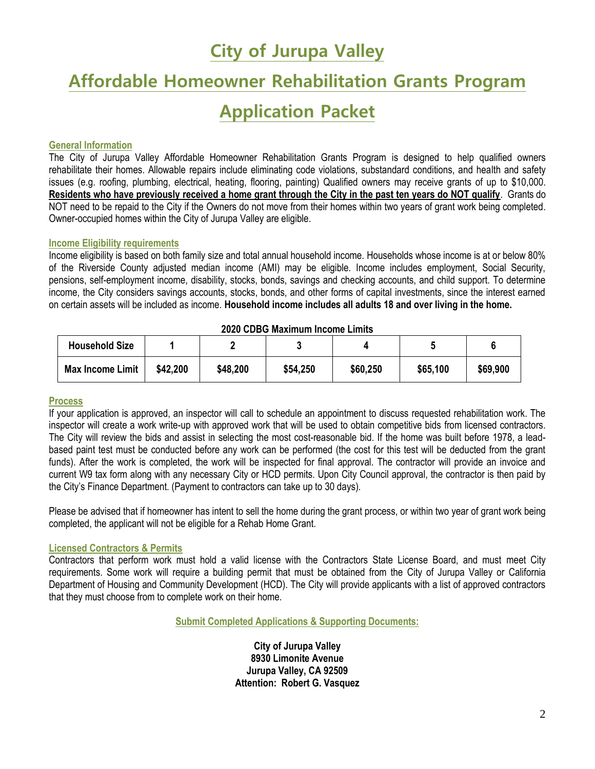# City of Jurupa Valley

# Affordable Homeowner Rehabilitation Grants Program

# Application Packet

### General Information

The City of Jurupa Valley Affordable Homeowner Rehabilitation Grants Program is designed to help qualified owners rehabilitate their homes. Allowable repairs include eliminating code violations, substandard conditions, and health and safety issues (e.g. roofing, plumbing, electrical, heating, flooring, painting) Qualified owners may receive grants of up to $10,000. **Residents who have previously received a home grant through the City in the past ten years do NOT qualify**. Grants do NOT need to be repaid to the City if the Owners do not move from their homes within two years of grant work being completed. Owner-occupied homes within the City of Jurupa Valley are eligible.

### Income Eligibility requirements

Income eligibility is based on both family size and total annual household income. Households whose income is at or below 80% of the Riverside County adjusted median income (AMI) may be eligible. Income includes employment, Social Security, pensions, self-employment income, disability, stocks, bonds, savings and checking accounts, and child support. To determine income, the City considers savings accounts, stocks, bonds, and other forms of capital investments, since the interest earned on certain assets will be included as income. **Household income includes all adults 18 and over living in the home.**

**2020 CDBG Maximum Income Limits**

| Household Size | 1 | 2 | 3 | 4 | 5 | 6 |
|---|---|---|---|---|---|---|
| Max Income Limit | $42,200 | $48,200 | $54,250 | $60,250 | $65,100 | $69,900 |

### Process

If your application is approved, an inspector will call to schedule an appointment to discuss requested rehabilitation work. The inspector will create a work write-up with approved work that will be used to obtain competitive bids from licensed contractors. The City will review the bids and assist in selecting the most cost-reasonable bid. If the home was built before 1978, a lead-based paint test must be conducted before any work can be performed (the cost for this test will be deducted from the grant funds). After the work is completed, the work will be inspected for final approval. The contractor will provide an invoice and current W9 tax form along with any necessary City or HCD permits. Upon City Council approval, the contractor is then paid by the City's Finance Department. (Payment to contractors can take up to 30 days).

Please be advised that if homeowner has intent to sell the home during the grant process, or within two year of grant work being completed, the applicant will not be eligible for a Rehab Home Grant.

### Licensed Contractors & Permits

Contractors that perform work must hold a valid license with the Contractors State License Board, and must meet City requirements. Some work will require a building permit that must be obtained from the City of Jurupa Valley or California Department of Housing and Community Development (HCD). The City will provide applicants with a list of approved contractors that they must choose from to complete work on their home.

### Submit Completed Applications & Supporting Documents:

**City of Jurupa Valley**
**8930 Limonite Avenue**
**Jurupa Valley, CA 92509**
**Attention: Robert G. Vasquez**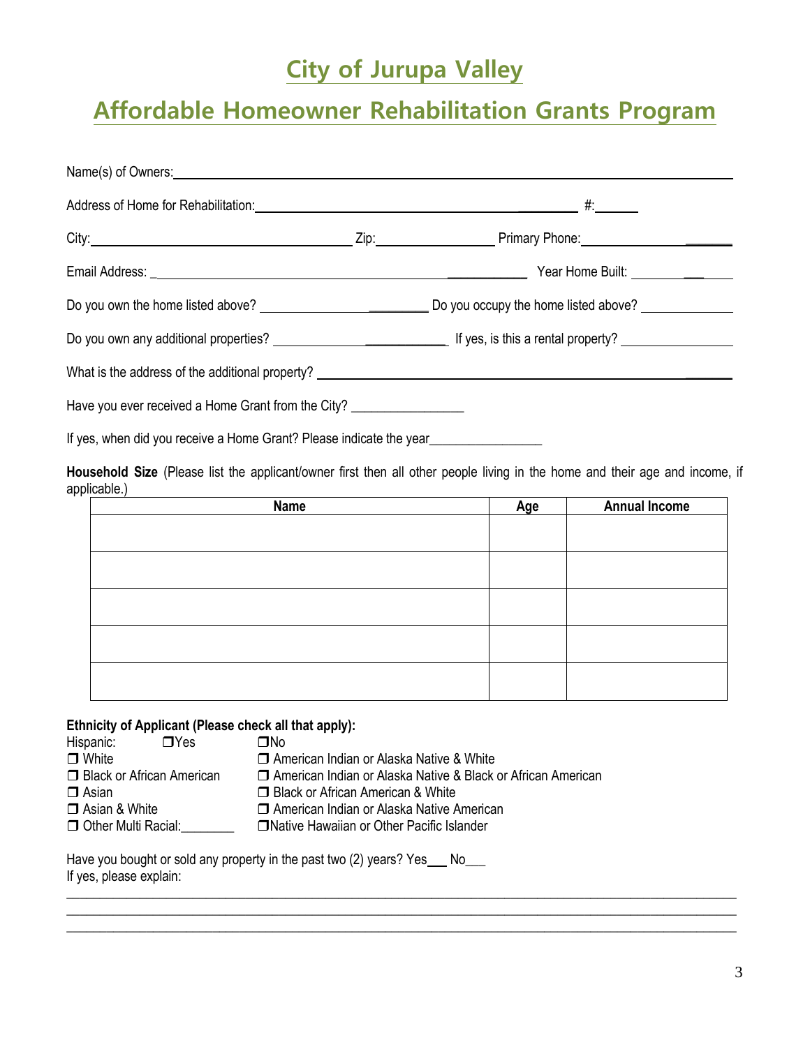# City of Jurupa Valley

# Affordable Homeowner Rehabilitation Grants Program

Name(s) of Owners: ______________________________________________

Address of Home for Rehabilitation: ______________________________ #: ______

City: ______________________ Zip: ______________ Primary Phone: ______________

Email Address: ______________________________ Year Home Built: ______________

Do you own the home listed above? ______________ Do you occupy the home listed above? ______________

Do you own any additional properties? ______________ If yes, is this a rental property? ______________

What is the address of the additional property? ______________________________

Have you ever received a Home Grant from the City? ________________

If yes, when did you receive a Home Grant? Please indicate the year________________

**Household Size** (Please list the applicant/owner first then all other people living in the home and their age and income, if applicable.)

| Name | Age | Annual Income |
|---|---|---|
| | | |
| | | |
| | | |
| | | |
| | | |

**Ethnicity of Applicant (Please check all that apply):**

Hispanic: ❒Yes ❒No

- ❒ White
- ❒ Black or African American
- ❒ Asian
- ❒ Asian & White
- ❒ Other Multi Racial:________
- ❒ American Indian or Alaska Native & White
- ❒ American Indian or Alaska Native & Black or African American
- ❒ Black or African American & White
- ❒ American Indian or Alaska Native American
- ❒ Native Hawaiian or Other Pacific Islander

Have you bought or sold any property in the past two (2) years? Yes___ No___

If yes, please explain:

______________________________________________________________________________

______________________________________________________________________________

______________________________________________________________________________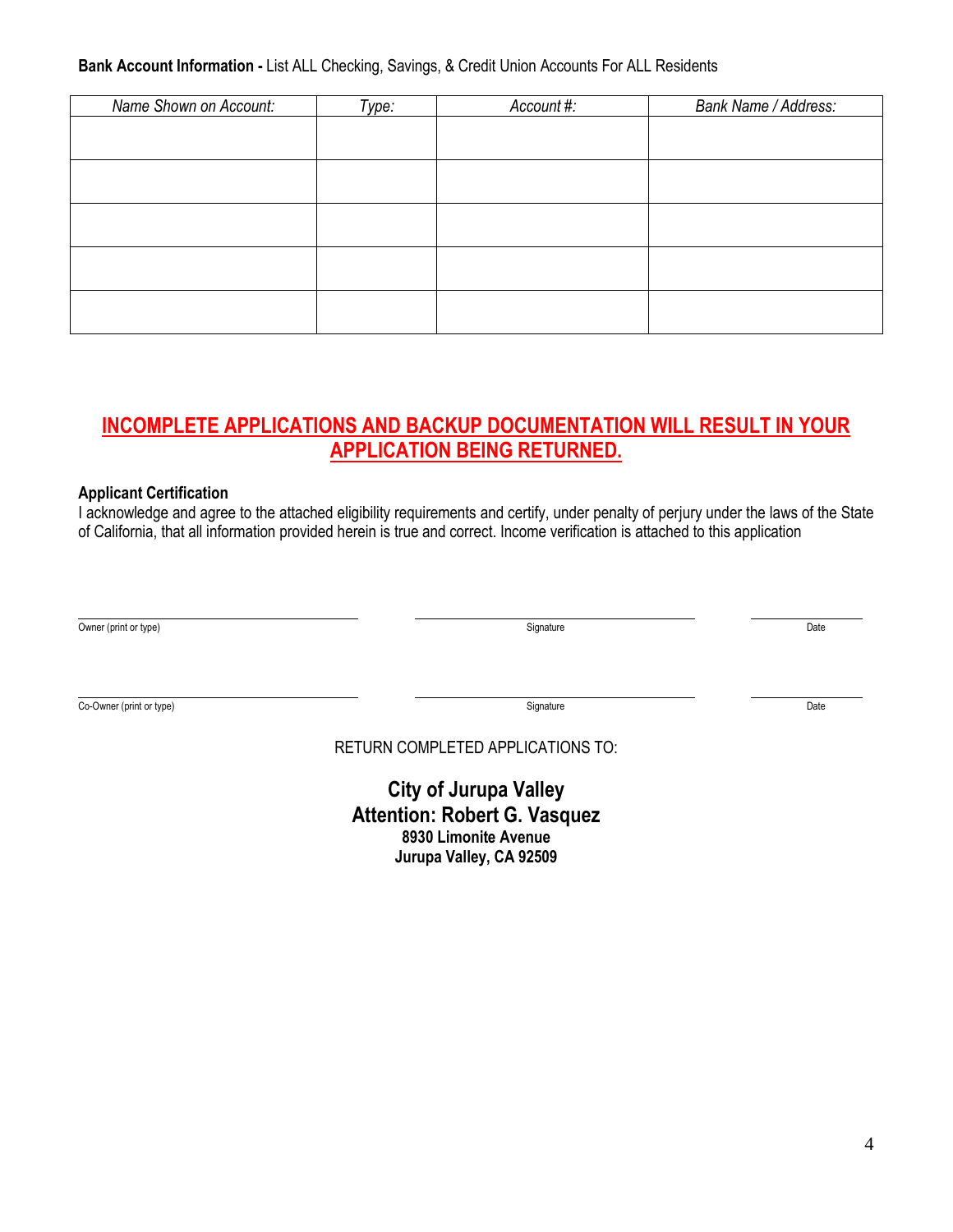**Bank Account Information -** List ALL Checking, Savings, & Credit Union Accounts For ALL Residents

| *Name Shown on Account:* | *Type:* | *Account #:* | *Bank Name / Address:* |
|---|---|---|---|
| | | | |
| | | | |
| | | | |
| | | | |
| | | | |

**INCOMPLETE APPLICATIONS AND BACKUP DOCUMENTATION WILL RESULT IN YOUR APPLICATION BEING RETURNED.**

**Applicant Certification**

I acknowledge and agree to the attached eligibility requirements and certify, under penalty of perjury under the laws of the State of California, that all information provided herein is true and correct. Income verification is attached to this application

| Owner (print or type) | Signature | Date |
|---|---|---|
| | | |

| Co-Owner (print or type) | Signature | Date |
|---|---|---|
| | | |

RETURN COMPLETED APPLICATIONS TO:

**City of Jurupa Valley**
**Attention: Robert G. Vasquez**
**8930 Limonite Avenue**
**Jurupa Valley, CA 92509**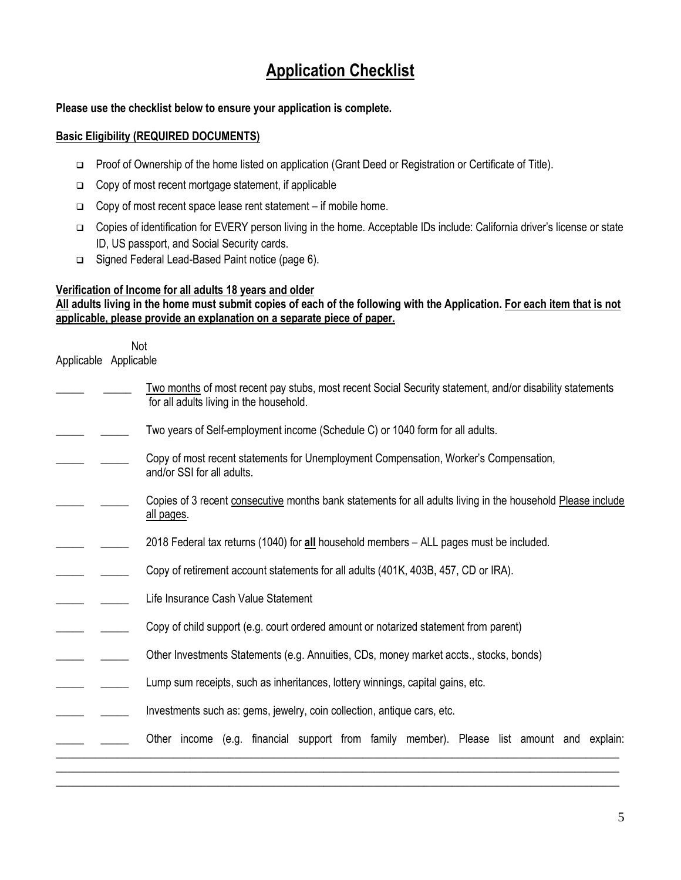# Application Checklist

**Please use the checklist below to ensure your application is complete.**

**Basic Eligibility (REQUIRED DOCUMENTS)**

- ❑ Proof of Ownership of the home listed on application (Grant Deed or Registration or Certificate of Title).
- ❑ Copy of most recent mortgage statement, if applicable
- ❑ Copy of most recent space lease rent statement – if mobile home.
- ❑ Copies of identification for EVERY person living in the home. Acceptable IDs include: California driver's license or state ID, US passport, and Social Security cards.
- ❑ Signed Federal Lead-Based Paint notice (page 6).

**Verification of Income for all adults 18 years and older**

**All adults living in the home must submit copies of each of the following with the Application. For each item that is not applicable, please provide an explanation on a separate piece of paper.**

| Applicable | Not Applicable | |
|---|---|---|
| _____ | _____ | Two months of most recent pay stubs, most recent Social Security statement, and/or disability statements for all adults living in the household. |
| _____ | _____ | Two years of Self-employment income (Schedule C) or 1040 form for all adults. |
| _____ | _____ | Copy of most recent statements for Unemployment Compensation, Worker's Compensation, and/or SSI for all adults. |
| _____ | _____ | Copies of 3 recent consecutive months bank statements for all adults living in the household Please include all pages. |
| _____ | _____ | 2018 Federal tax returns (1040) for **all** household members – ALL pages must be included. |
| _____ | _____ | Copy of retirement account statements for all adults (401K, 403B, 457, CD or IRA). |
| _____ | _____ | Life Insurance Cash Value Statement |
| _____ | _____ | Copy of child support (e.g. court ordered amount or notarized statement from parent) |
| _____ | _____ | Other Investments Statements (e.g. Annuities, CDs, money market accts., stocks, bonds) |
| _____ | _____ | Lump sum receipts, such as inheritances, lottery winnings, capital gains, etc. |
| _____ | _____ | Investments such as: gems, jewelry, coin collection, antique cars, etc. |
| _____ | _____ | Other income (e.g. financial support from family member). Please list amount and explain: |

______________________________________________________________________________________________

______________________________________________________________________________________________

______________________________________________________________________________________________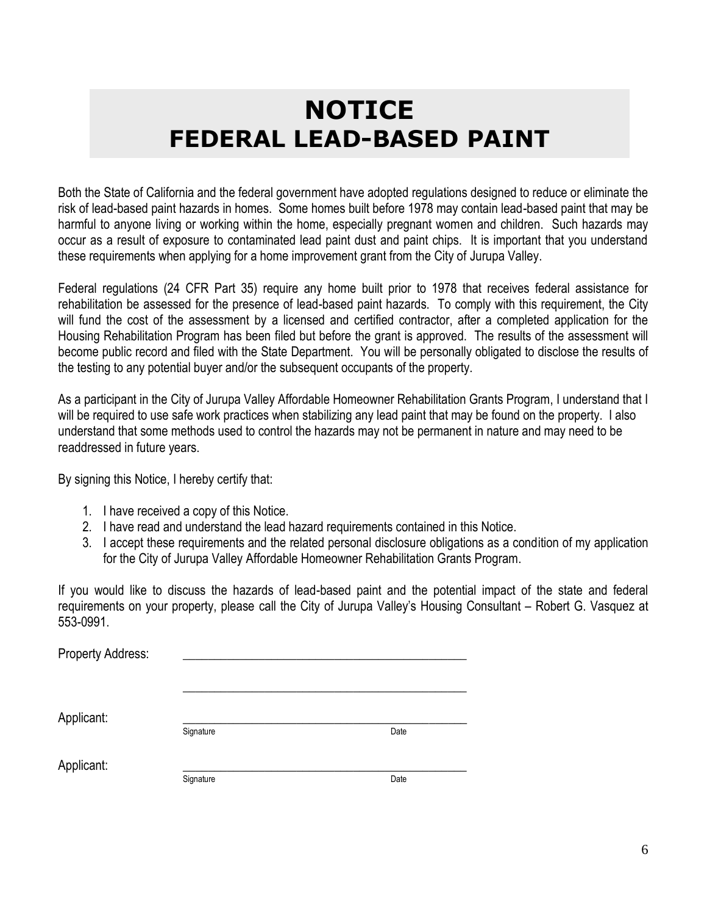# NOTICE
# FEDERAL LEAD-BASED PAINT

Both the State of California and the federal government have adopted regulations designed to reduce or eliminate the risk of lead-based paint hazards in homes. Some homes built before 1978 may contain lead-based paint that may be harmful to anyone living or working within the home, especially pregnant women and children. Such hazards may occur as a result of exposure to contaminated lead paint dust and paint chips. It is important that you understand these requirements when applying for a home improvement grant from the City of Jurupa Valley.

Federal regulations (24 CFR Part 35) require any home built prior to 1978 that receives federal assistance for rehabilitation be assessed for the presence of lead-based paint hazards. To comply with this requirement, the City will fund the cost of the assessment by a licensed and certified contractor, after a completed application for the Housing Rehabilitation Program has been filed but before the grant is approved. The results of the assessment will become public record and filed with the State Department. You will be personally obligated to disclose the results of the testing to any potential buyer and/or the subsequent occupants of the property.

As a participant in the City of Jurupa Valley Affordable Homeowner Rehabilitation Grants Program, I understand that I will be required to use safe work practices when stabilizing any lead paint that may be found on the property. I also understand that some methods used to control the hazards may not be permanent in nature and may need to be readdressed in future years.

By signing this Notice, I hereby certify that:

1. I have received a copy of this Notice.
2. I have read and understand the lead hazard requirements contained in this Notice.
3. I accept these requirements and the related personal disclosure obligations as a condition of my application for the City of Jurupa Valley Affordable Homeowner Rehabilitation Grants Program.

If you would like to discuss the hazards of lead-based paint and the potential impact of the state and federal requirements on your property, please call the City of Jurupa Valley's Housing Consultant – Robert G. Vasquez at 553-0991.

Property Address: ______________________________________________

______________________________________________

Applicant: ______________________________________________
Signature Date

Applicant: ______________________________________________
Signature Date